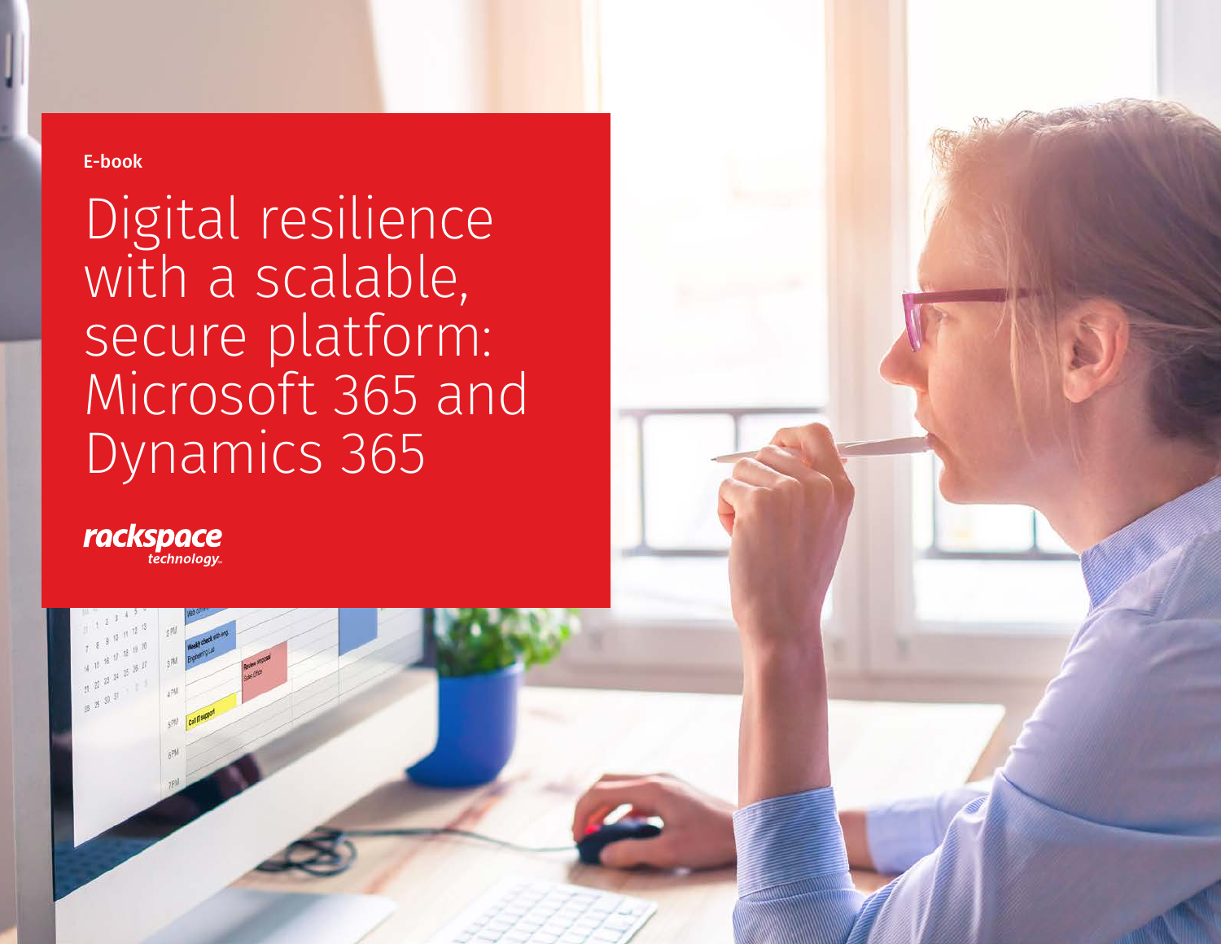E-book

# Digital resilience with a scalable, secure platform: Microsoft 365 and Dynamics 365

rackspace technology.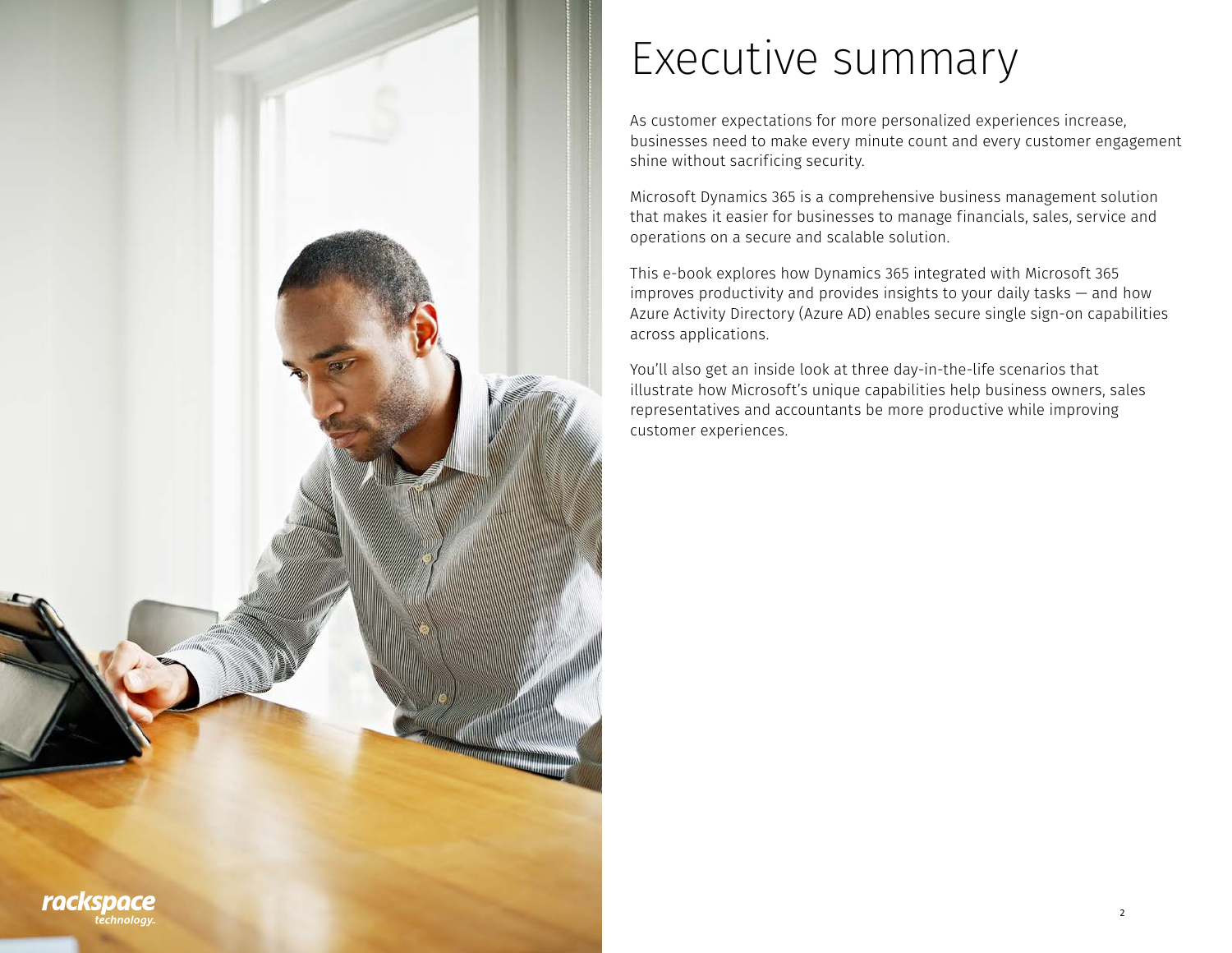# Executive summary

As customer expectations for more personalized experiences increase, businesses need to make every minute count and every customer engagement shine without sacrificing security.

Microsoft Dynamics 365 is a comprehensive business management solution that makes it easier for businesses to manage financials, sales, service and operations on a secure and scalable solution.

This e-book explores how Dynamics 365 integrated with Microsoft 365 improves productivity and provides insights to your daily tasks — and how Azure Activity Directory (Azure AD) enables secure single sign-on capabilities across applications.

You'll also get an inside look at three day-in-the-life scenarios that illustrate how Microsoft's unique capabilities help business owners, sales representatives and accountants be more productive while improving customer experiences.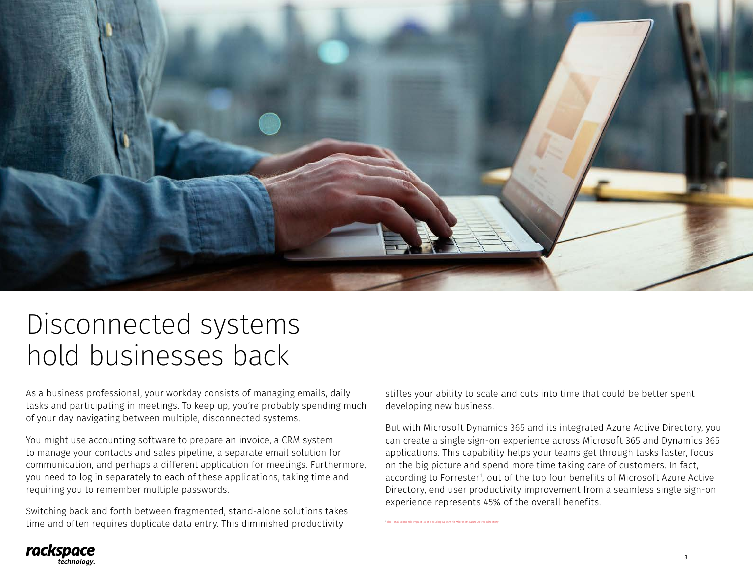# Disconnected systems hold businesses back

As a business professional, your workday consists of managing emails, daily tasks and participating in meetings. To keep up, you're probably spending much of your day navigating between multiple, disconnected systems.

You might use accounting software to prepare an invoice, a CRM system to manage your contacts and sales pipeline, a separate email solution for communication, and perhaps a different application for meetings. Furthermore, you need to log in separately to each of these applications, taking time and requiring you to remember multiple passwords.

Switching back and forth between fragmented, stand-alone solutions takes time and often requires duplicate data entry. This diminished productivity stifles your ability to scale and cuts into time that could be better spent developing new business.

But with Microsoft Dynamics 365 and its integrated Azure Active Directory, you can create a single sign-on experience across Microsoft 365 and Dynamics 365 applications. This capability helps your teams get through tasks faster, focus on the big picture and spend more time taking care of customers. In fact, according to Forrester[1], out of the top four benefits of Microsoft Azure Active Directory, end user productivity improvement from a seamless single sign-on experience represents 45% of the overall benefits.

[1] The Total Economic Impact™ of Securing Apps with Microsoft Azure Active Directory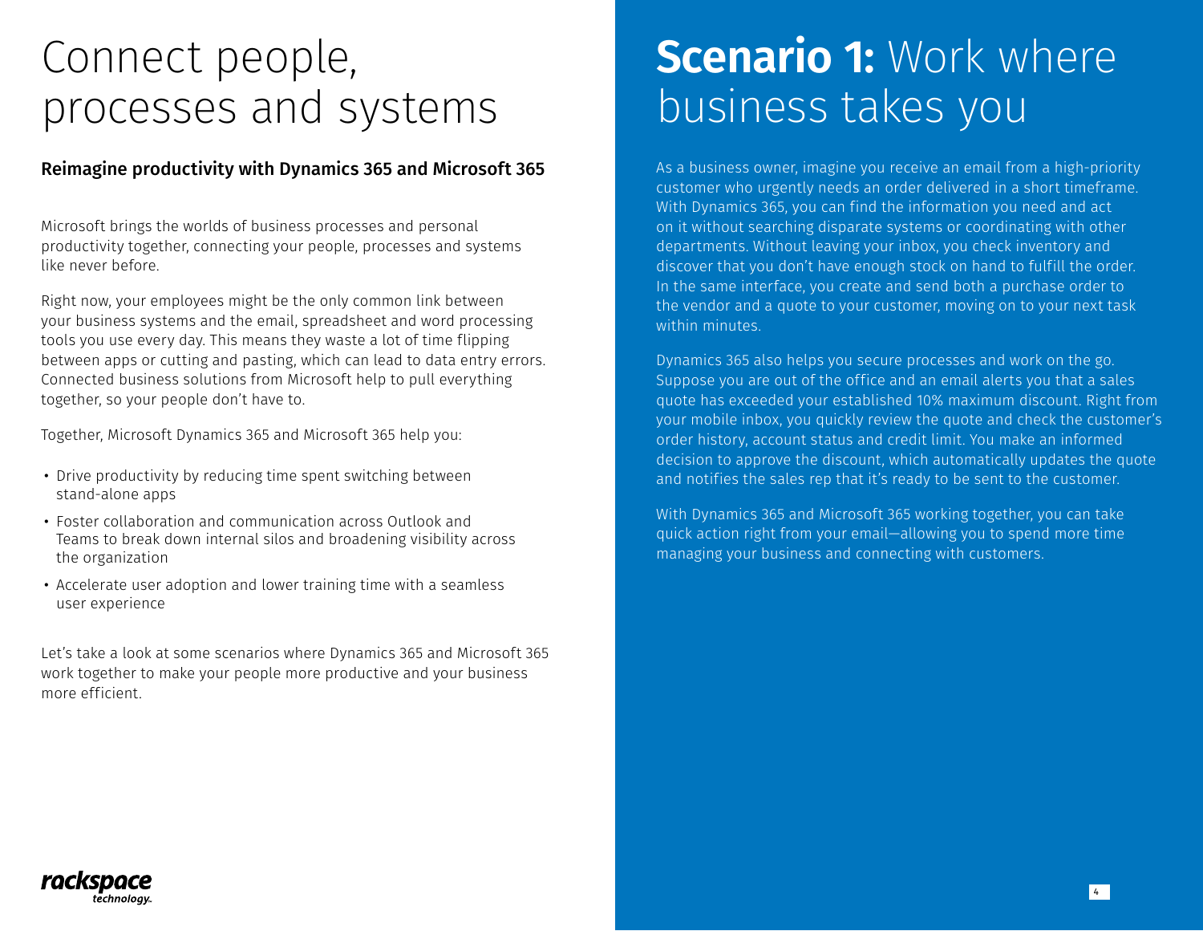# Connect people, processes and systems

### Reimagine productivity with Dynamics 365 and Microsoft 365

Microsoft brings the worlds of business processes and personal productivity together, connecting your people, processes and systems like never before.

Right now, your employees might be the only common link between your business systems and the email, spreadsheet and word processing tools you use every day. This means they waste a lot of time flipping between apps or cutting and pasting, which can lead to data entry errors. Connected business solutions from Microsoft help to pull everything together, so your people don't have to.

Together, Microsoft Dynamics 365 and Microsoft 365 help you:

- Drive productivity by reducing time spent switching between stand-alone apps
- Foster collaboration and communication across Outlook and Teams to break down internal silos and broadening visibility across the organization
- Accelerate user adoption and lower training time with a seamless user experience

Let's take a look at some scenarios where Dynamics 365 and Microsoft 365 work together to make your people more productive and your business more efficient.

# **Scenario 1:** Work where business takes you

As a business owner, imagine you receive an email from a high-priority customer who urgently needs an order delivered in a short timeframe. With Dynamics 365, you can find the information you need and act on it without searching disparate systems or coordinating with other departments. Without leaving your inbox, you check inventory and discover that you don't have enough stock on hand to fulfill the order. In the same interface, you create and send both a purchase order to the vendor and a quote to your customer, moving on to your next task within minutes.

Dynamics 365 also helps you secure processes and work on the go. Suppose you are out of the office and an email alerts you that a sales quote has exceeded your established 10% maximum discount. Right from your mobile inbox, you quickly review the quote and check the customer's order history, account status and credit limit. You make an informed decision to approve the discount, which automatically updates the quote and notifies the sales rep that it's ready to be sent to the customer.

With Dynamics 365 and Microsoft 365 working together, you can take quick action right from your email—allowing you to spend more time managing your business and connecting with customers.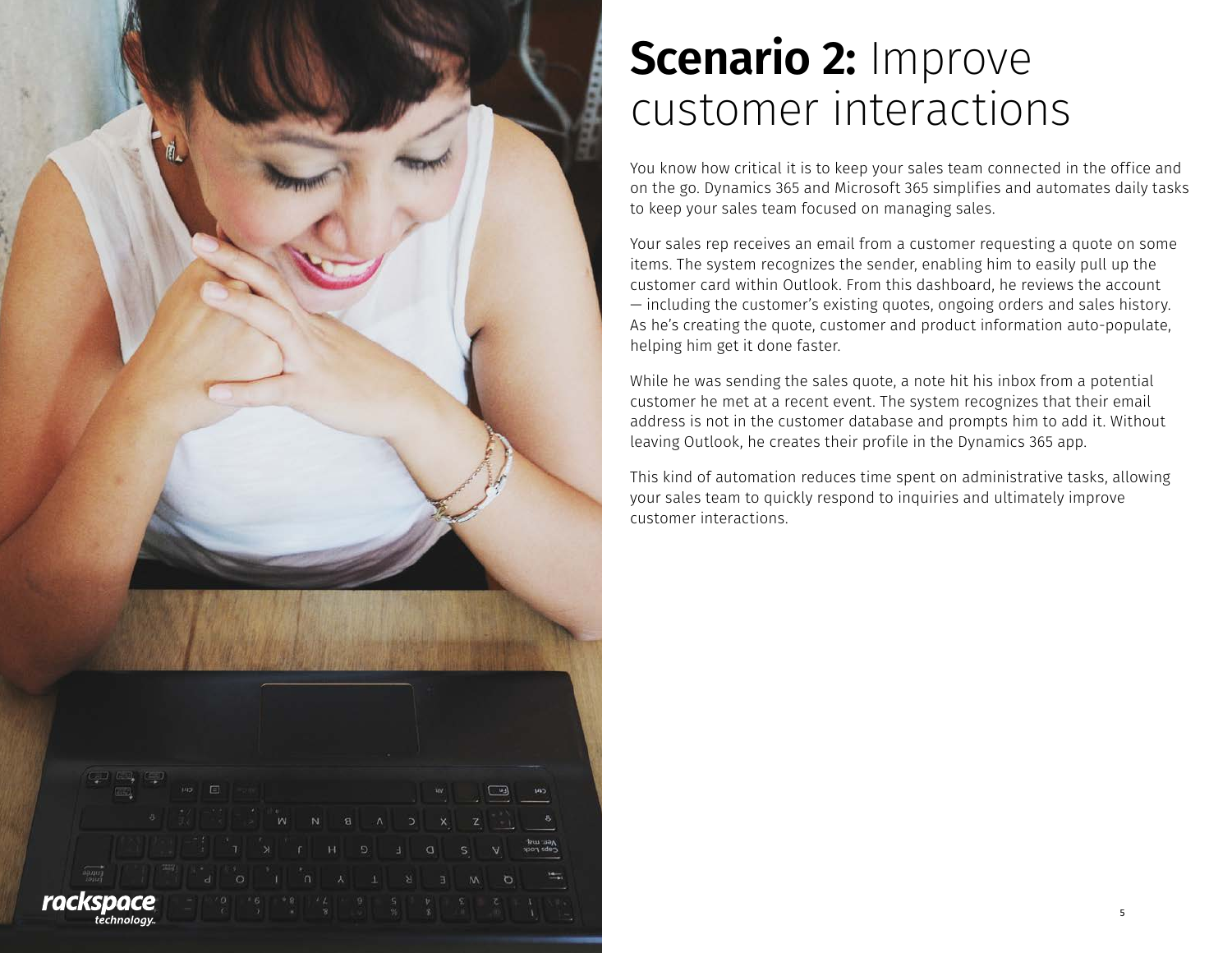# **Scenario 2:** Improve customer interactions

You know how critical it is to keep your sales team connected in the office and on the go. Dynamics 365 and Microsoft 365 simplifies and automates daily tasks to keep your sales team focused on managing sales.

Your sales rep receives an email from a customer requesting a quote on some items. The system recognizes the sender, enabling him to easily pull up the customer card within Outlook. From this dashboard, he reviews the account — including the customer's existing quotes, ongoing orders and sales history. As he's creating the quote, customer and product information auto-populate, helping him get it done faster.

While he was sending the sales quote, a note hit his inbox from a potential customer he met at a recent event. The system recognizes that their email address is not in the customer database and prompts him to add it. Without leaving Outlook, he creates their profile in the Dynamics 365 app.

This kind of automation reduces time spent on administrative tasks, allowing your sales team to quickly respond to inquiries and ultimately improve customer interactions.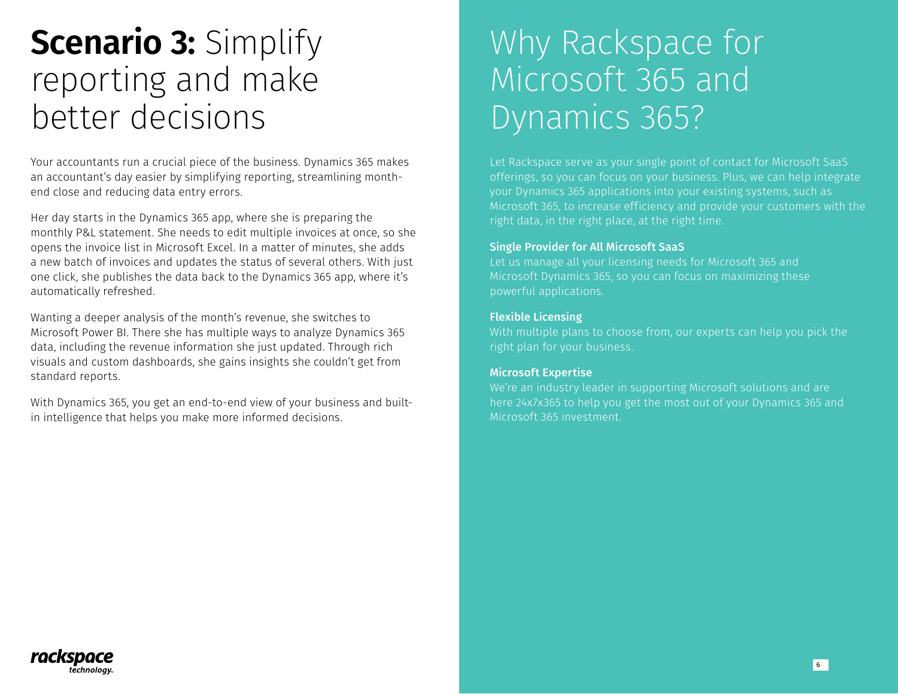# **Scenario 3:** Simplify reporting and make better decisions

Your accountants run a crucial piece of the business. Dynamics 365 makes an accountant's day easier by simplifying reporting, streamlining month-end close and reducing data entry errors.

Her day starts in the Dynamics 365 app, where she is preparing the monthly P&L statement. She needs to edit multiple invoices at once, so she opens the invoice list in Microsoft Excel. In a matter of minutes, she adds a new batch of invoices and updates the status of several others. With just one click, she publishes the data back to the Dynamics 365 app, where it's automatically refreshed.

Wanting a deeper analysis of the month's revenue, she switches to Microsoft Power BI. There she has multiple ways to analyze Dynamics 365 data, including the revenue information she just updated. Through rich visuals and custom dashboards, she gains insights she couldn't get from standard reports.

With Dynamics 365, you get an end-to-end view of your business and built-in intelligence that helps you make more informed decisions.

# Why Rackspace for Microsoft 365 and Dynamics 365?

Let Rackspace serve as your single point of contact for Microsoft SaaS offerings, so you can focus on your business. Plus, we can help integrate your Dynamics 365 applications into your existing systems, such as Microsoft 365, to increase efficiency and provide your customers with the right data, in the right place, at the right time.

**Single Provider for All Microsoft SaaS**

Let us manage all your licensing needs for Microsoft 365 and Microsoft Dynamics 365, so you can focus on maximizing these powerful applications.

**Flexible Licensing**

With multiple plans to choose from, our experts can help you pick the right plan for your business.

**Microsoft Expertise**

We're an industry leader in supporting Microsoft solutions and are here 24x7x365 to help you get the most out of your Dynamics 365 and Microsoft 365 investment.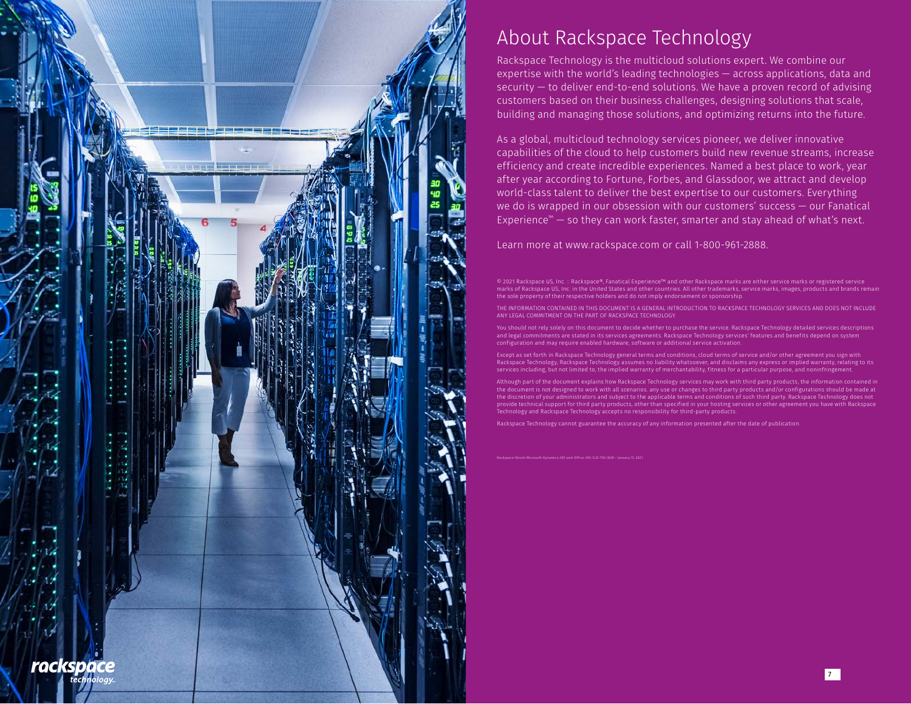# About Rackspace Technology

Rackspace Technology is the multicloud solutions expert. We combine our expertise with the world's leading technologies — across applications, data and security — to deliver end-to-end solutions. We have a proven record of advising customers based on their business challenges, designing solutions that scale, building and managing those solutions, and optimizing returns into the future.

As a global, multicloud technology services pioneer, we deliver innovative capabilities of the cloud to help customers build new revenue streams, increase efficiency and create incredible experiences. Named a best place to work, year after year according to Fortune, Forbes, and Glassdoor, we attract and develop world-class talent to deliver the best expertise to our customers. Everything we do is wrapped in our obsession with our customers' success — our Fanatical Experience™ — so they can work faster, smarter and stay ahead of what's next.

Learn more at www.rackspace.com or call 1-800-961-2888.

© 2021 Rackspace US, Inc. :: Rackspace®, Fanatical Experience™ and other Rackspace marks are either service marks or registered service marks of Rackspace US, Inc. in the United States and other countries. All other trademarks, service marks, images, products and brands remain the sole property of their respective holders and do not imply endorsement or sponsorship.

THE INFORMATION CONTAINED IN THIS DOCUMENT IS A GENERAL INTRODUCTION TO RACKSPACE TECHNOLOGY SERVICES AND DOES NOT INCLUDE ANY LEGAL COMMITMENT ON THE PART OF RACKSPACE TECHNOLOGY.

You should not rely solely on this document to decide whether to purchase the service. Rackspace Technology detailed services descriptions and legal commitments are stated in its services agreements. Rackspace Technology services' features and benefits depend on system configuration and may require enabled hardware, software or additional service activation.

Except as set forth in Rackspace Technology general terms and conditions, cloud terms of service and/or other agreement you sign with Rackspace Technology, Rackspace Technology assumes no liability whatsoever, and disclaims any express or implied warranty, relating to its services including, but not limited to, the implied warranty of merchantability, fitness for a particular purpose, and noninfringement.

Although part of the document explains how Rackspace Technology services may work with third party products, the information contained in the document is not designed to work with all scenarios. any use or changes to third party products and/or configurations should be made at the discretion of your administrators and subject to the applicable terms and conditions of such third party. Rackspace Technology does not provide technical support for third party products, other than specified in your hosting services or other agreement you have with Rackspace Technology and Rackspace Technology accepts no responsibility for third-party products.

Rackspace Technology cannot guarantee the accuracy of any information presented after the date of publication.

Rackspace-Ebook-Microsoft-Dynamics-365-and-Office-365-CLD-TSK-3028 :: January 15, 2021